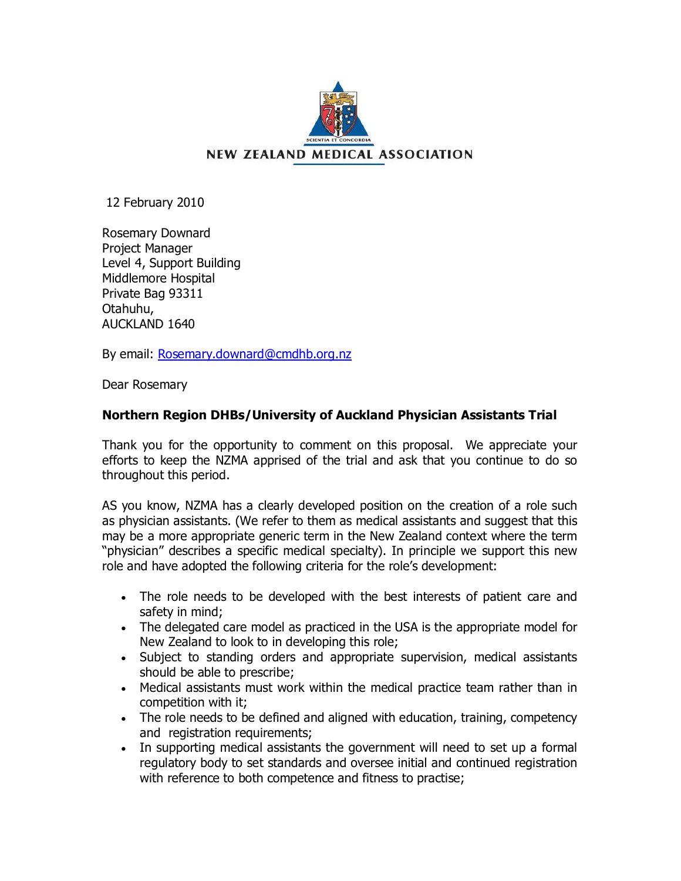NEW ZEALAND MEDICAL ASSOCIATION

12 February 2010

Rosemary Downard
Project Manager
Level 4, Support Building
Middlemore Hospital
Private Bag 93311
Otahuhu,
AUCKLAND 1640

By email: Rosemary.downard@cmdhb.org.nz

Dear Rosemary

**Northern Region DHBs/University of Auckland Physician Assistants Trial**

Thank you for the opportunity to comment on this proposal. We appreciate your efforts to keep the NZMA apprised of the trial and ask that you continue to do so throughout this period.

AS you know, NZMA has a clearly developed position on the creation of a role such as physician assistants. (We refer to them as medical assistants and suggest that this may be a more appropriate generic term in the New Zealand context where the term "physician" describes a specific medical specialty). In principle we support this new role and have adopted the following criteria for the role's development:

- The role needs to be developed with the best interests of patient care and safety in mind;
- The delegated care model as practiced in the USA is the appropriate model for New Zealand to look to in developing this role;
- Subject to standing orders and appropriate supervision, medical assistants should be able to prescribe;
- Medical assistants must work within the medical practice team rather than in competition with it;
- The role needs to be defined and aligned with education, training, competency and registration requirements;
- In supporting medical assistants the government will need to set up a formal regulatory body to set standards and oversee initial and continued registration with reference to both competence and fitness to practise;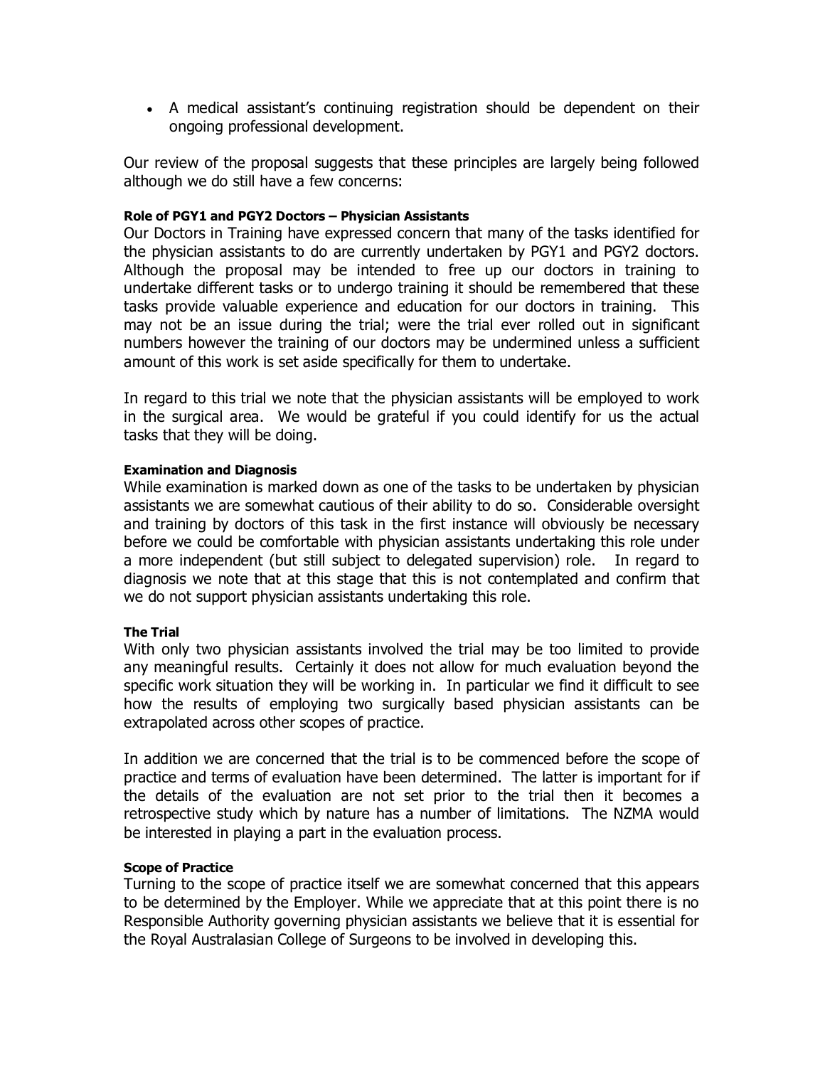- A medical assistant's continuing registration should be dependent on their ongoing professional development.

Our review of the proposal suggests that these principles are largely being followed although we do still have a few concerns:

#### Role of PGY1 and PGY2 Doctors – Physician Assistants

Our Doctors in Training have expressed concern that many of the tasks identified for the physician assistants to do are currently undertaken by PGY1 and PGY2 doctors. Although the proposal may be intended to free up our doctors in training to undertake different tasks or to undergo training it should be remembered that these tasks provide valuable experience and education for our doctors in training. This may not be an issue during the trial; were the trial ever rolled out in significant numbers however the training of our doctors may be undermined unless a sufficient amount of this work is set aside specifically for them to undertake.

In regard to this trial we note that the physician assistants will be employed to work in the surgical area. We would be grateful if you could identify for us the actual tasks that they will be doing.

#### Examination and Diagnosis

While examination is marked down as one of the tasks to be undertaken by physician assistants we are somewhat cautious of their ability to do so. Considerable oversight and training by doctors of this task in the first instance will obviously be necessary before we could be comfortable with physician assistants undertaking this role under a more independent (but still subject to delegated supervision) role. In regard to diagnosis we note that at this stage that this is not contemplated and confirm that we do not support physician assistants undertaking this role.

#### The Trial

With only two physician assistants involved the trial may be too limited to provide any meaningful results. Certainly it does not allow for much evaluation beyond the specific work situation they will be working in. In particular we find it difficult to see how the results of employing two surgically based physician assistants can be extrapolated across other scopes of practice.

In addition we are concerned that the trial is to be commenced before the scope of practice and terms of evaluation have been determined. The latter is important for if the details of the evaluation are not set prior to the trial then it becomes a retrospective study which by nature has a number of limitations. The NZMA would be interested in playing a part in the evaluation process.

#### Scope of Practice

Turning to the scope of practice itself we are somewhat concerned that this appears to be determined by the Employer. While we appreciate that at this point there is no Responsible Authority governing physician assistants we believe that it is essential for the Royal Australasian College of Surgeons to be involved in developing this.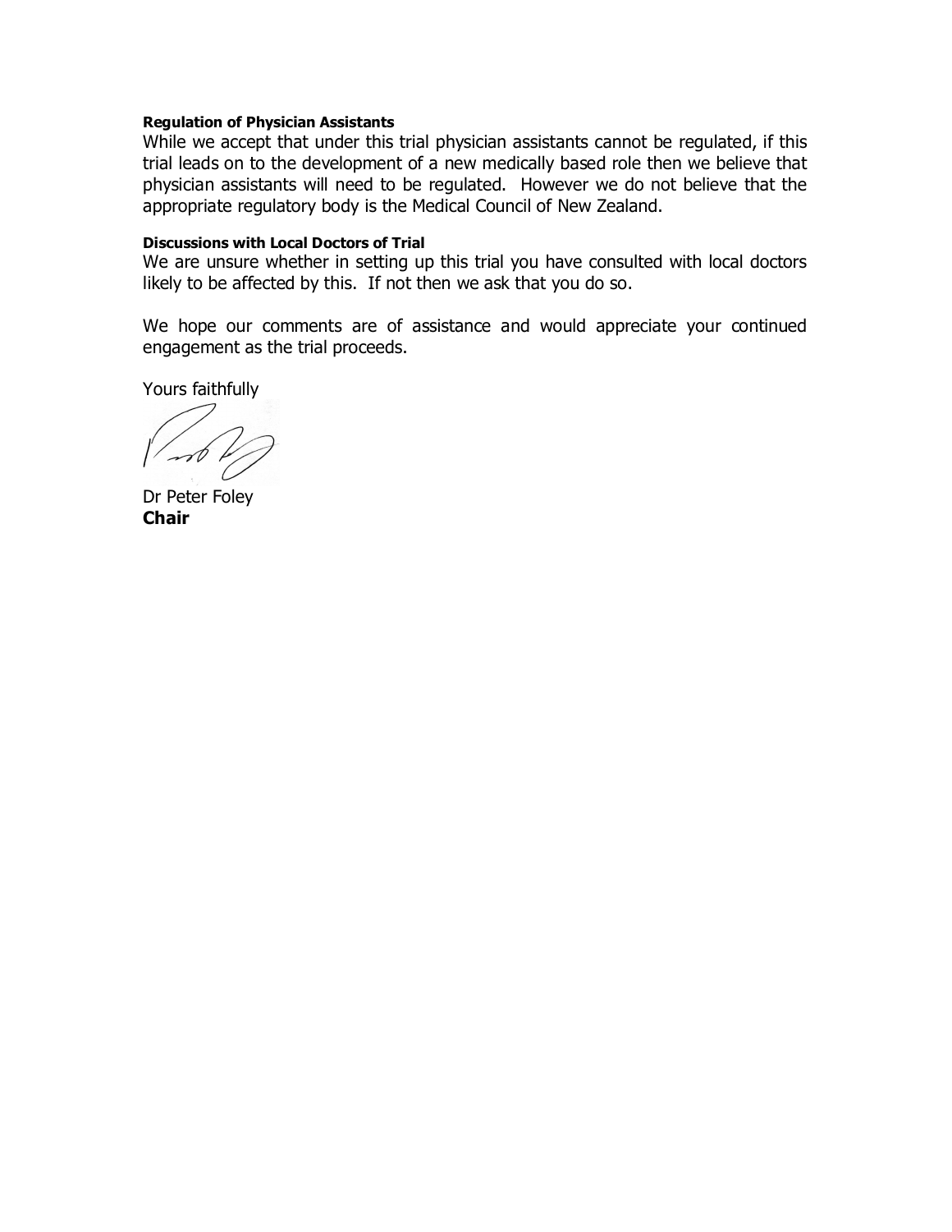**Regulation of Physician Assistants**

While we accept that under this trial physician assistants cannot be regulated, if this trial leads on to the development of a new medically based role then we believe that physician assistants will need to be regulated. However we do not believe that the appropriate regulatory body is the Medical Council of New Zealand.

**Discussions with Local Doctors of Trial**

We are unsure whether in setting up this trial you have consulted with local doctors likely to be affected by this. If not then we ask that you do so.

We hope our comments are of assistance and would appreciate your continued engagement as the trial proceeds.

Yours faithfully

Dr Peter Foley
**Chair**